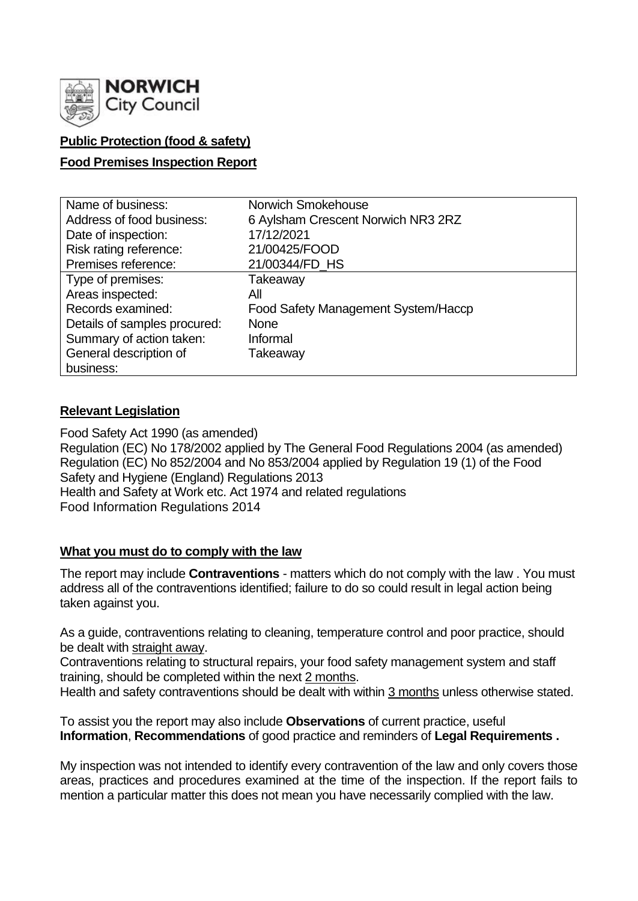**NORWICH City Council**

**Public Protection (food & safety)**

**Food Premises Inspection Report**

| Name of business: | Norwich Smokehouse |
|---|---|
| Address of food business: | 6 Aylsham Crescent Norwich NR3 2RZ |
| Date of inspection: | 17/12/2021 |
| Risk rating reference: | 21/00425/FOOD |
| Premises reference: | 21/00344/FD_HS |
| Type of premises: | Takeaway |
| Areas inspected: | All |
| Records examined: | Food Safety Management System/Haccp |
| Details of samples procured: | None |
| Summary of action taken: | Informal |
| General description of business: | Takeaway |

**Relevant Legislation**

Food Safety Act 1990 (as amended)
Regulation (EC) No 178/2002 applied by The General Food Regulations 2004 (as amended)
Regulation (EC) No 852/2004 and No 853/2004 applied by Regulation 19 (1) of the Food Safety and Hygiene (England) Regulations 2013
Health and Safety at Work etc. Act 1974 and related regulations
Food Information Regulations 2014

**What you must do to comply with the law**

The report may include **Contraventions** - matters which do not comply with the law . You must address all of the contraventions identified; failure to do so could result in legal action being taken against you.

As a guide, contraventions relating to cleaning, temperature control and poor practice, should be dealt with straight away.
Contraventions relating to structural repairs, your food safety management system and staff training, should be completed within the next 2 months.
Health and safety contraventions should be dealt with within 3 months unless otherwise stated.

To assist you the report may also include **Observations** of current practice, useful **Information**, **Recommendations** of good practice and reminders of **Legal Requirements .**

My inspection was not intended to identify every contravention of the law and only covers those areas, practices and procedures examined at the time of the inspection. If the report fails to mention a particular matter this does not mean you have necessarily complied with the law.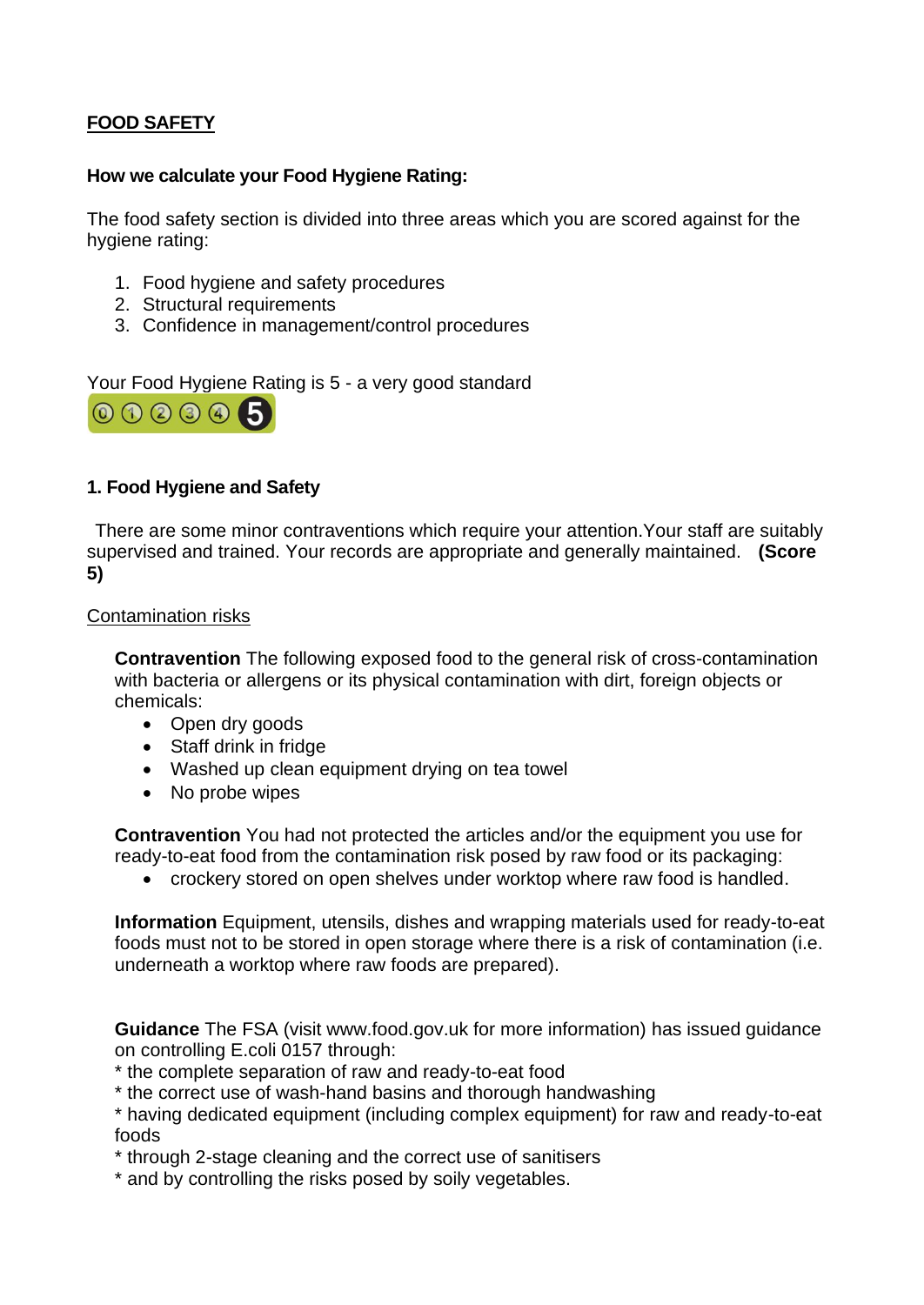## FOOD SAFETY

**How we calculate your Food Hygiene Rating:**

The food safety section is divided into three areas which you are scored against for the hygiene rating:

1. Food hygiene and safety procedures
2. Structural requirements
3. Confidence in management/control procedures

Your Food Hygiene Rating is 5 - a very good standard

### 1. Food Hygiene and Safety

There are some minor contraventions which require your attention.Your staff are suitably supervised and trained. Your records are appropriate and generally maintained. **(Score 5)**

Contamination risks

**Contravention** The following exposed food to the general risk of cross-contamination with bacteria or allergens or its physical contamination with dirt, foreign objects or chemicals:

- Open dry goods
- Staff drink in fridge
- Washed up clean equipment drying on tea towel
- No probe wipes

**Contravention** You had not protected the articles and/or the equipment you use for ready-to-eat food from the contamination risk posed by raw food or its packaging:

- crockery stored on open shelves under worktop where raw food is handled.

**Information** Equipment, utensils, dishes and wrapping materials used for ready-to-eat foods must not to be stored in open storage where there is a risk of contamination (i.e. underneath a worktop where raw foods are prepared).

**Guidance** The FSA (visit www.food.gov.uk for more information) has issued guidance on controlling E.coli 0157 through:
* the complete separation of raw and ready-to-eat food
* the correct use of wash-hand basins and thorough handwashing
* having dedicated equipment (including complex equipment) for raw and ready-to-eat foods
* through 2-stage cleaning and the correct use of sanitisers
* and by controlling the risks posed by soily vegetables.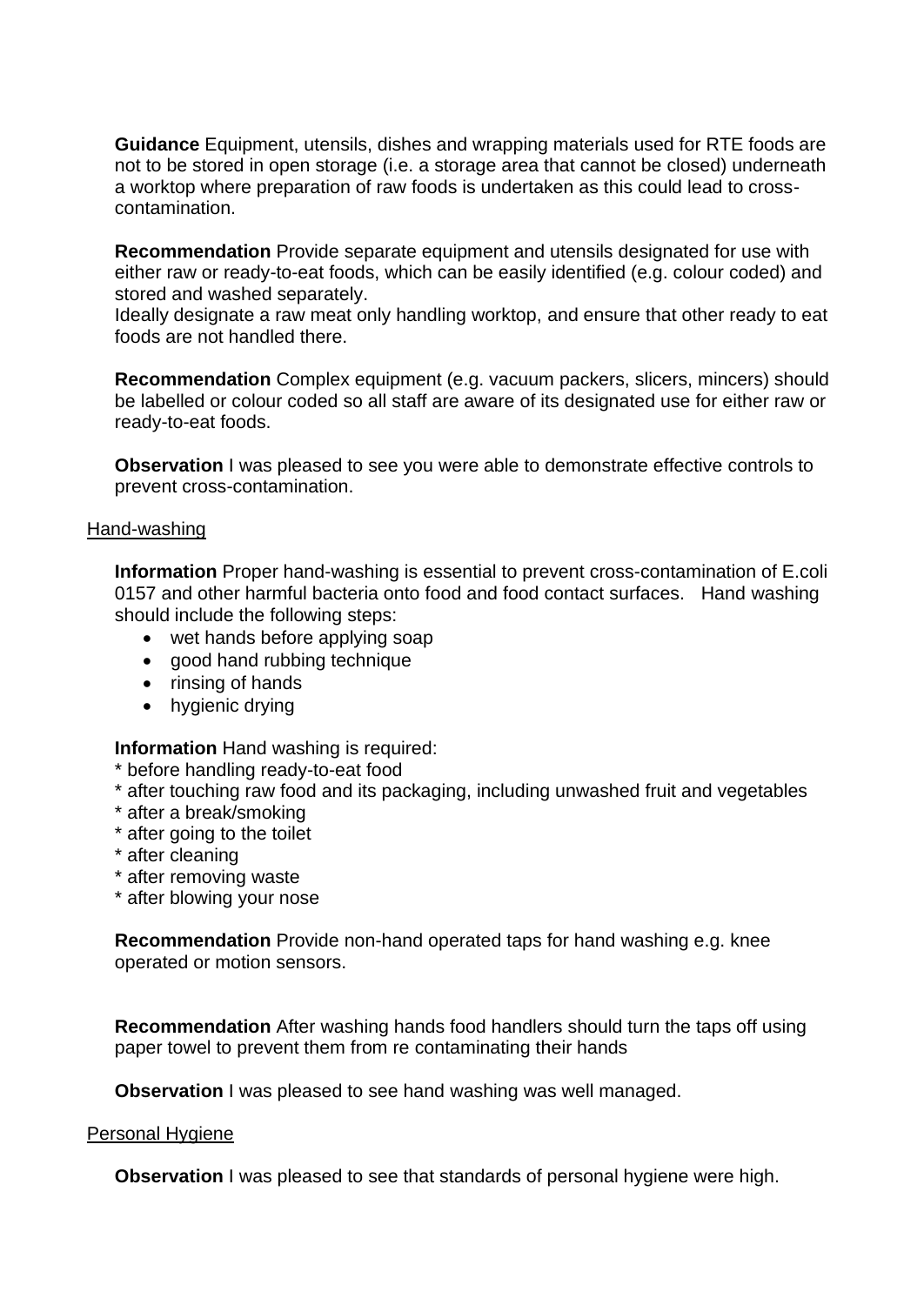**Guidance** Equipment, utensils, dishes and wrapping materials used for RTE foods are not to be stored in open storage (i.e. a storage area that cannot be closed) underneath a worktop where preparation of raw foods is undertaken as this could lead to cross-contamination.

**Recommendation** Provide separate equipment and utensils designated for use with either raw or ready-to-eat foods, which can be easily identified (e.g. colour coded) and stored and washed separately.
Ideally designate a raw meat only handling worktop, and ensure that other ready to eat foods are not handled there.

**Recommendation** Complex equipment (e.g. vacuum packers, slicers, mincers) should be labelled or colour coded so all staff are aware of its designated use for either raw or ready-to-eat foods.

**Observation** I was pleased to see you were able to demonstrate effective controls to prevent cross-contamination.

Hand-washing

**Information** Proper hand-washing is essential to prevent cross-contamination of E.coli 0157 and other harmful bacteria onto food and food contact surfaces. Hand washing should include the following steps:

- wet hands before applying soap
- good hand rubbing technique
- rinsing of hands
- hygienic drying

**Information** Hand washing is required:
* before handling ready-to-eat food
* after touching raw food and its packaging, including unwashed fruit and vegetables
* after a break/smoking
* after going to the toilet
* after cleaning
* after removing waste
* after blowing your nose

**Recommendation** Provide non-hand operated taps for hand washing e.g. knee operated or motion sensors.

**Recommendation** After washing hands food handlers should turn the taps off using paper towel to prevent them from re contaminating their hands

**Observation** I was pleased to see hand washing was well managed.

Personal Hygiene

**Observation** I was pleased to see that standards of personal hygiene were high.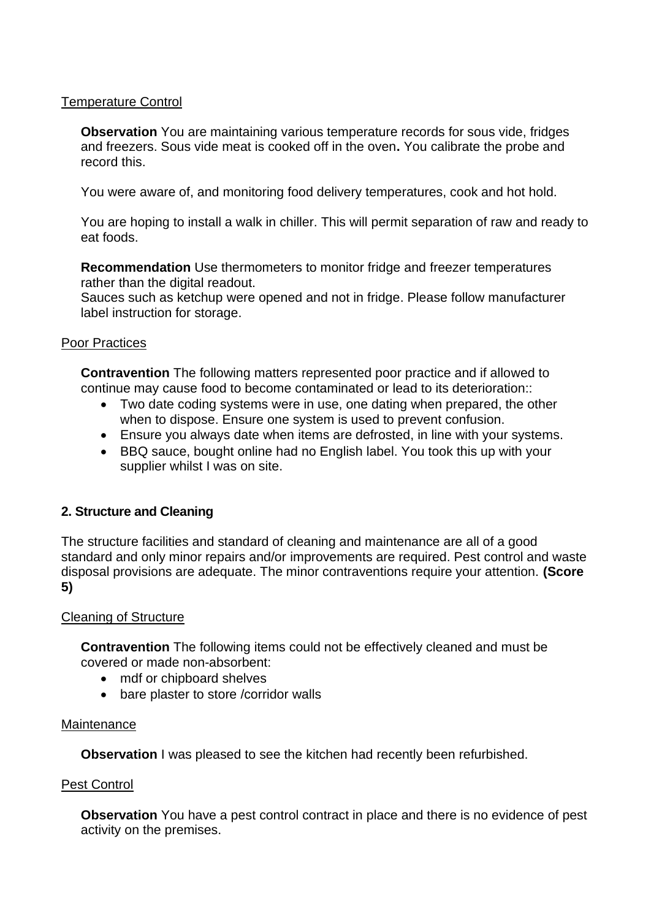Temperature Control

**Observation** You are maintaining various temperature records for sous vide, fridges and freezers. Sous vide meat is cooked off in the oven**.** You calibrate the probe and record this.

You were aware of, and monitoring food delivery temperatures, cook and hot hold.

You are hoping to install a walk in chiller. This will permit separation of raw and ready to eat foods.

**Recommendation** Use thermometers to monitor fridge and freezer temperatures rather than the digital readout.
Sauces such as ketchup were opened and not in fridge. Please follow manufacturer label instruction for storage.

Poor Practices

**Contravention** The following matters represented poor practice and if allowed to continue may cause food to become contaminated or lead to its deterioration::

- Two date coding systems were in use, one dating when prepared, the other when to dispose. Ensure one system is used to prevent confusion.
- Ensure you always date when items are defrosted, in line with your systems.
- BBQ sauce, bought online had no English label. You took this up with your supplier whilst I was on site.

**2. Structure and Cleaning**

The structure facilities and standard of cleaning and maintenance are all of a good standard and only minor repairs and/or improvements are required. Pest control and waste disposal provisions are adequate. The minor contraventions require your attention. **(Score 5)**

Cleaning of Structure

**Contravention** The following items could not be effectively cleaned and must be covered or made non-absorbent:

- mdf or chipboard shelves
- bare plaster to store /corridor walls

Maintenance

**Observation** I was pleased to see the kitchen had recently been refurbished.

Pest Control

**Observation** You have a pest control contract in place and there is no evidence of pest activity on the premises.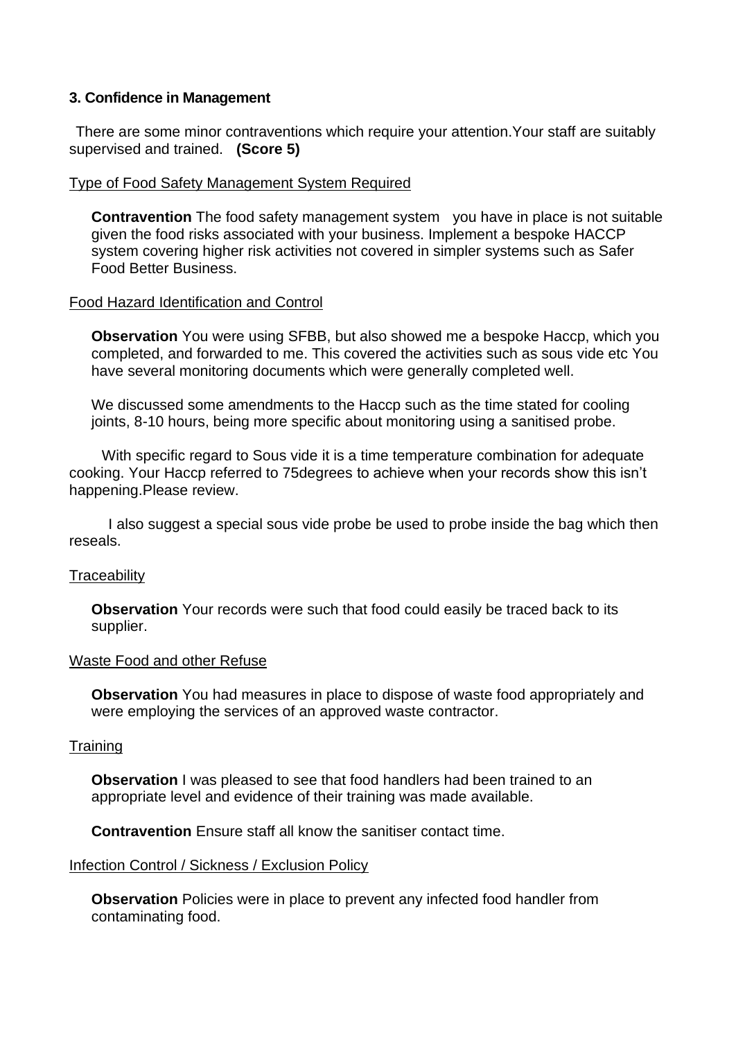**3. Confidence in Management**

There are some minor contraventions which require your attention.Your staff are suitably supervised and trained. **(Score 5)**

Type of Food Safety Management System Required

**Contravention** The food safety management system you have in place is not suitable given the food risks associated with your business. Implement a bespoke HACCP system covering higher risk activities not covered in simpler systems such as Safer Food Better Business.

Food Hazard Identification and Control

**Observation** You were using SFBB, but also showed me a bespoke Haccp, which you completed, and forwarded to me. This covered the activities such as sous vide etc You have several monitoring documents which were generally completed well.

We discussed some amendments to the Haccp such as the time stated for cooling joints, 8-10 hours, being more specific about monitoring using a sanitised probe.

With specific regard to Sous vide it is a time temperature combination for adequate cooking. Your Haccp referred to 75degrees to achieve when your records show this isn't happening.Please review.

I also suggest a special sous vide probe be used to probe inside the bag which then reseals.

Traceability

**Observation** Your records were such that food could easily be traced back to its supplier.

Waste Food and other Refuse

**Observation** You had measures in place to dispose of waste food appropriately and were employing the services of an approved waste contractor.

Training

**Observation** I was pleased to see that food handlers had been trained to an appropriate level and evidence of their training was made available.

**Contravention** Ensure staff all know the sanitiser contact time.

Infection Control / Sickness / Exclusion Policy

**Observation** Policies were in place to prevent any infected food handler from contaminating food.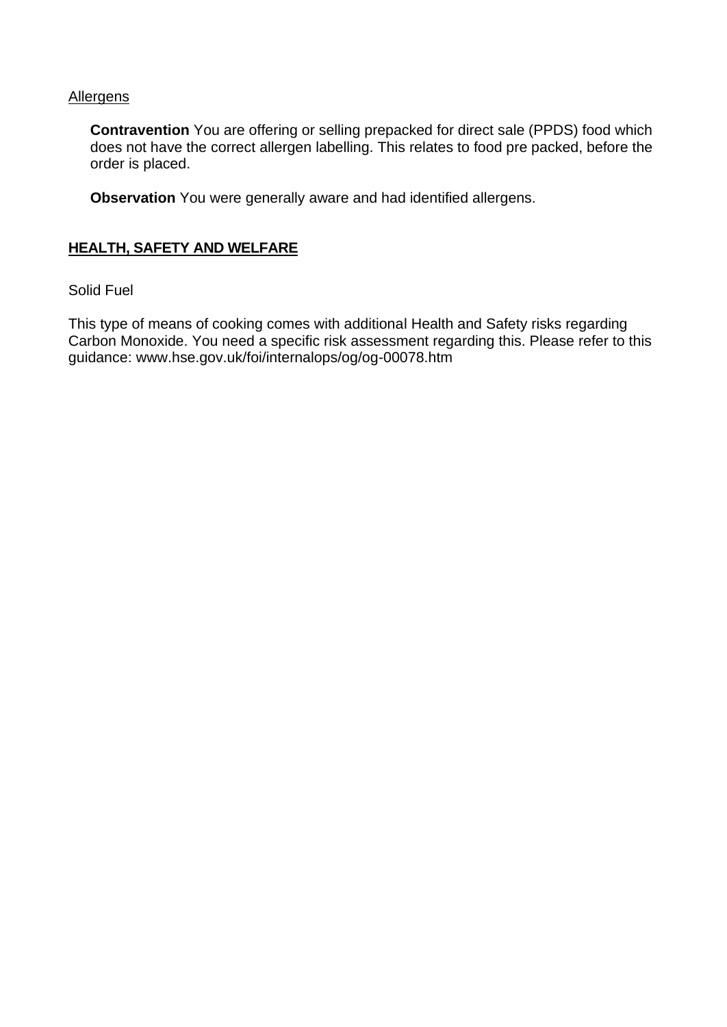Allergens

**Contravention** You are offering or selling prepacked for direct sale (PPDS) food which does not have the correct allergen labelling. This relates to food pre packed, before the order is placed.

**Observation** You were generally aware and had identified allergens.

## HEALTH, SAFETY AND WELFARE

Solid Fuel

This type of means of cooking comes with additional Health and Safety risks regarding Carbon Monoxide. You need a specific risk assessment regarding this. Please refer to this guidance: www.hse.gov.uk/foi/internalops/og/og-00078.htm